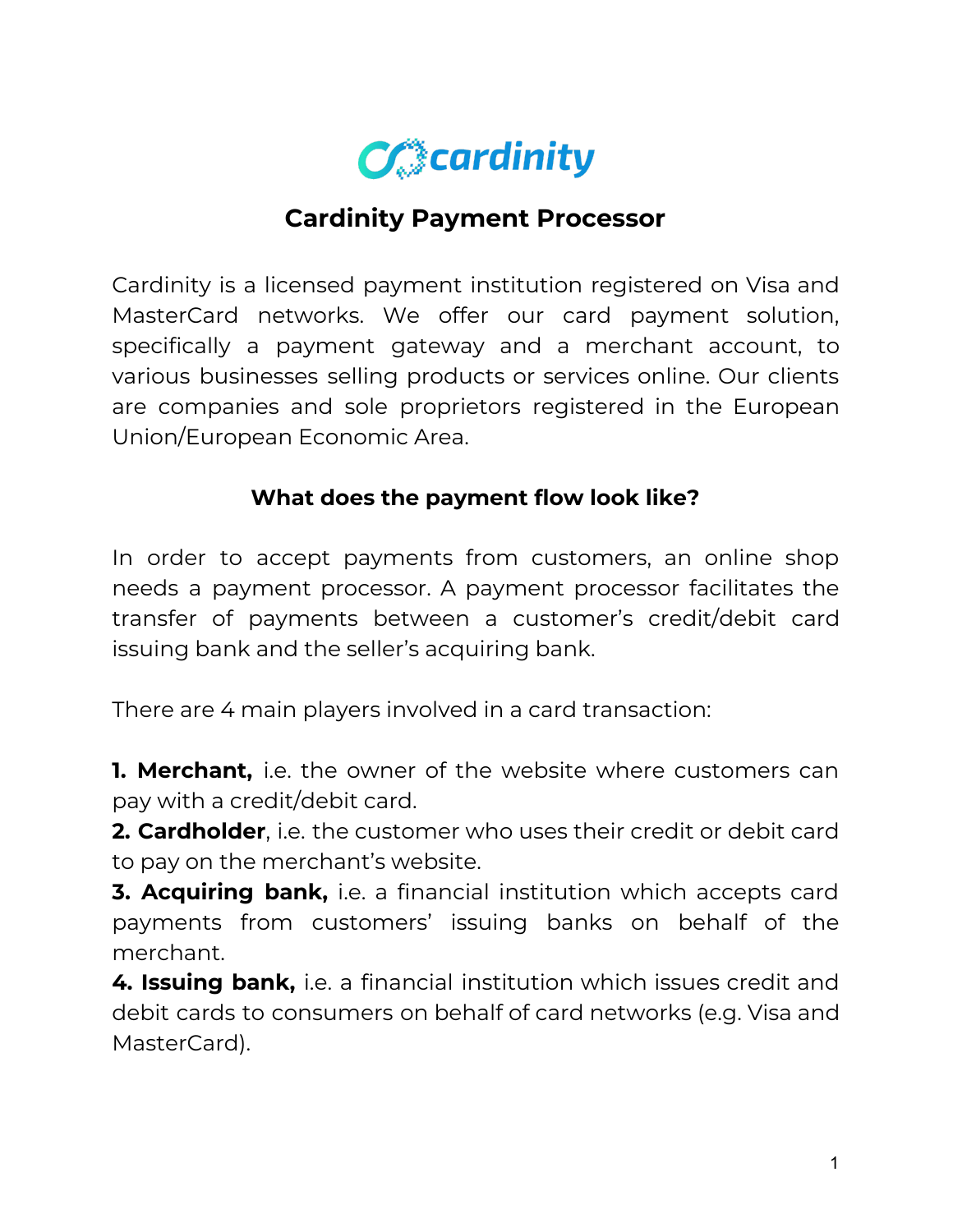# Cardinity Payment Processor

Cardinity is a licensed payment institution registered on Visa and MasterCard networks. We offer our card payment solution, specifically a payment gateway and a merchant account, to various businesses selling products or services online. Our clients are companies and sole proprietors registered in the European Union/European Economic Area.

## What does the payment flow look like?

In order to accept payments from customers, an online shop needs a payment processor. A payment processor facilitates the transfer of payments between a customer's credit/debit card issuing bank and the seller's acquiring bank.

There are 4 main players involved in a card transaction:

**1. Merchant,** i.e. the owner of the website where customers can pay with a credit/debit card.
**2. Cardholder**, i.e. the customer who uses their credit or debit card to pay on the merchant's website.
**3. Acquiring bank,** i.e. a financial institution which accepts card payments from customers' issuing banks on behalf of the merchant.
**4. Issuing bank,** i.e. a financial institution which issues credit and debit cards to consumers on behalf of card networks (e.g. Visa and MasterCard).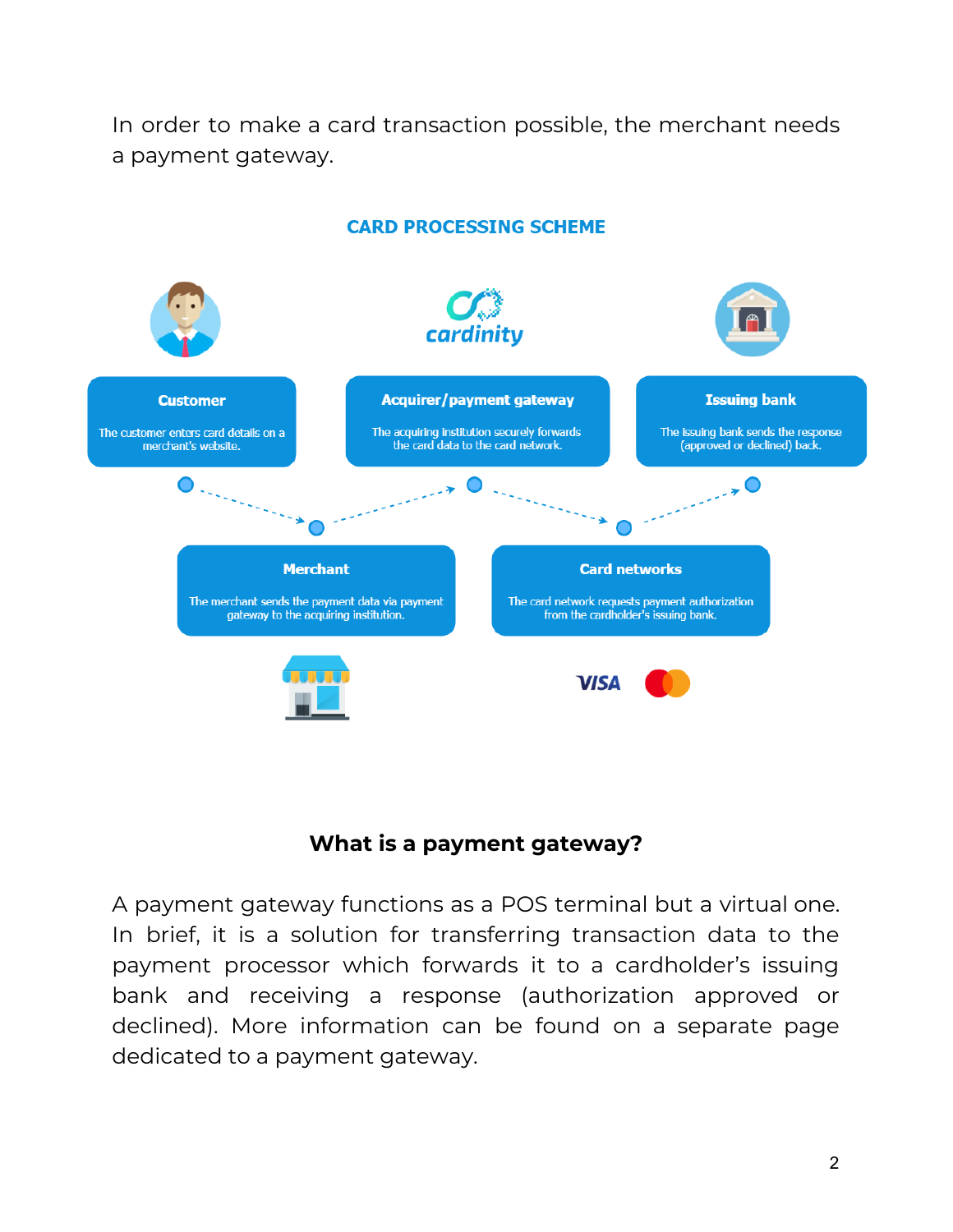In order to make a card transaction possible, the merchant needs a payment gateway.

**CARD PROCESSING SCHEME**

cardinity

**Customer**

The customer enters card details on a merchant's website.

**Acquirer/payment gateway**

The acquiring institution securely forwards the card data to the card network.

**Issuing bank**

The issuing bank sends the response (approved or declined) back.

**Merchant**

The merchant sends the payment data via payment gateway to the acquiring institution.

**Card networks**

The card network requests payment authorization from the cardholder's issuing bank.

VISA

### What is a payment gateway?

A payment gateway functions as a POS terminal but a virtual one. In brief, it is a solution for transferring transaction data to the payment processor which forwards it to a cardholder's issuing bank and receiving a response (authorization approved or declined). More information can be found on a separate page dedicated to a payment gateway.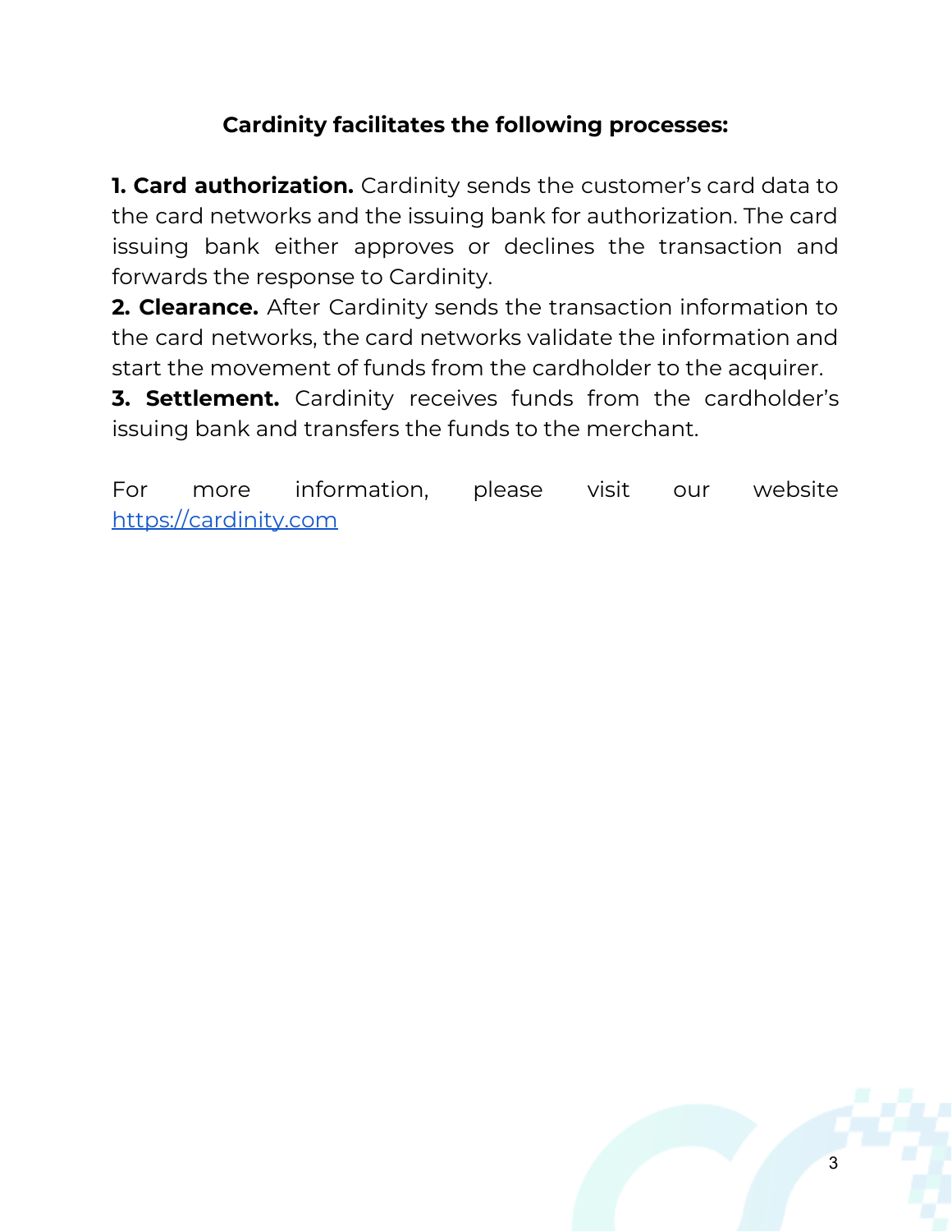**Cardinity facilitates the following processes:**

**1. Card authorization.** Cardinity sends the customer's card data to the card networks and the issuing bank for authorization. The card issuing bank either approves or declines the transaction and forwards the response to Cardinity.
**2. Clearance.** After Cardinity sends the transaction information to the card networks, the card networks validate the information and start the movement of funds from the cardholder to the acquirer.
**3. Settlement.** Cardinity receives funds from the cardholder's issuing bank and transfers the funds to the merchant.

For more information, please visit our website [https://cardinity.com](https://cardinity.com)